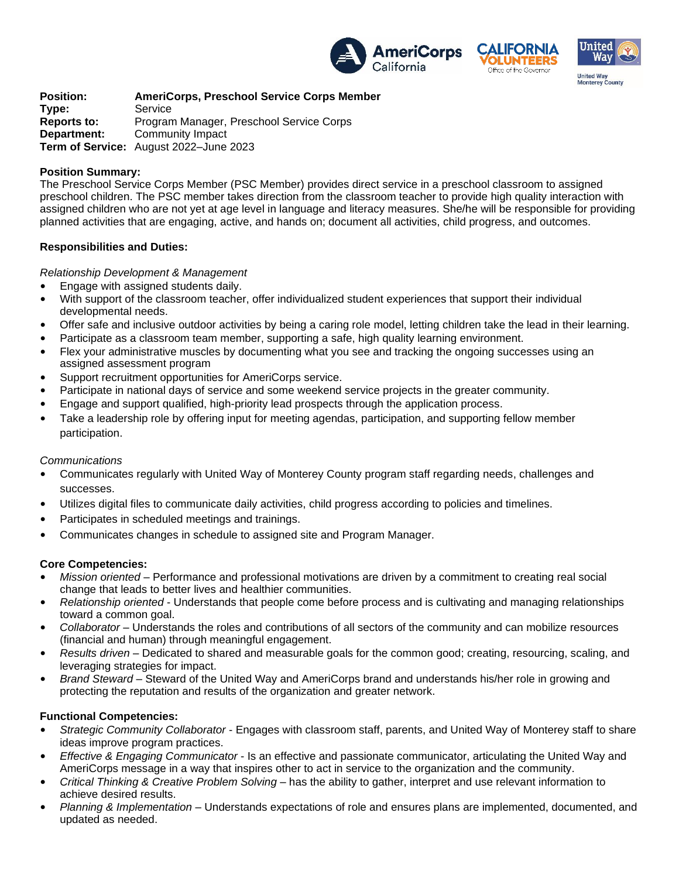| | |
|---|---|
| **Position:** | **AmeriCorps, Preschool Service Corps Member** |
| **Type:** | Service |
| **Reports to:** | Program Manager, Preschool Service Corps |
| **Department:** | Community Impact |
| **Term of Service:** | August 2022–June 2023 |

**Position Summary:**
The Preschool Service Corps Member (PSC Member) provides direct service in a preschool classroom to assigned preschool children. The PSC member takes direction from the classroom teacher to provide high quality interaction with assigned children who are not yet at age level in language and literacy measures. She/he will be responsible for providing planned activities that are engaging, active, and hands on; document all activities, child progress, and outcomes.

**Responsibilities and Duties:**

*Relationship Development & Management*

- Engage with assigned students daily.
- With support of the classroom teacher, offer individualized student experiences that support their individual developmental needs.
- Offer safe and inclusive outdoor activities by being a caring role model, letting children take the lead in their learning.
- Participate as a classroom team member, supporting a safe, high quality learning environment.
- Flex your administrative muscles by documenting what you see and tracking the ongoing successes using an assigned assessment program
- Support recruitment opportunities for AmeriCorps service.
- Participate in national days of service and some weekend service projects in the greater community.
- Engage and support qualified, high-priority lead prospects through the application process.
- Take a leadership role by offering input for meeting agendas, participation, and supporting fellow member participation.

*Communications*

- Communicates regularly with United Way of Monterey County program staff regarding needs, challenges and successes.
- Utilizes digital files to communicate daily activities, child progress according to policies and timelines.
- Participates in scheduled meetings and trainings.
- Communicates changes in schedule to assigned site and Program Manager.

**Core Competencies:**

- *Mission oriented* – Performance and professional motivations are driven by a commitment to creating real social change that leads to better lives and healthier communities.
- *Relationship oriented* - Understands that people come before process and is cultivating and managing relationships toward a common goal.
- *Collaborator* – Understands the roles and contributions of all sectors of the community and can mobilize resources (financial and human) through meaningful engagement.
- *Results driven* – Dedicated to shared and measurable goals for the common good; creating, resourcing, scaling, and leveraging strategies for impact.
- *Brand Steward* – Steward of the United Way and AmeriCorps brand and understands his/her role in growing and protecting the reputation and results of the organization and greater network.

**Functional Competencies:**

- *Strategic Community Collaborator* - Engages with classroom staff, parents, and United Way of Monterey staff to share ideas improve program practices.
- *Effective & Engaging Communicator* - Is an effective and passionate communicator, articulating the United Way and AmeriCorps message in a way that inspires other to act in service to the organization and the community.
- *Critical Thinking & Creative Problem Solving* – has the ability to gather, interpret and use relevant information to achieve desired results.
- *Planning & Implementation* – Understands expectations of role and ensures plans are implemented, documented, and updated as needed.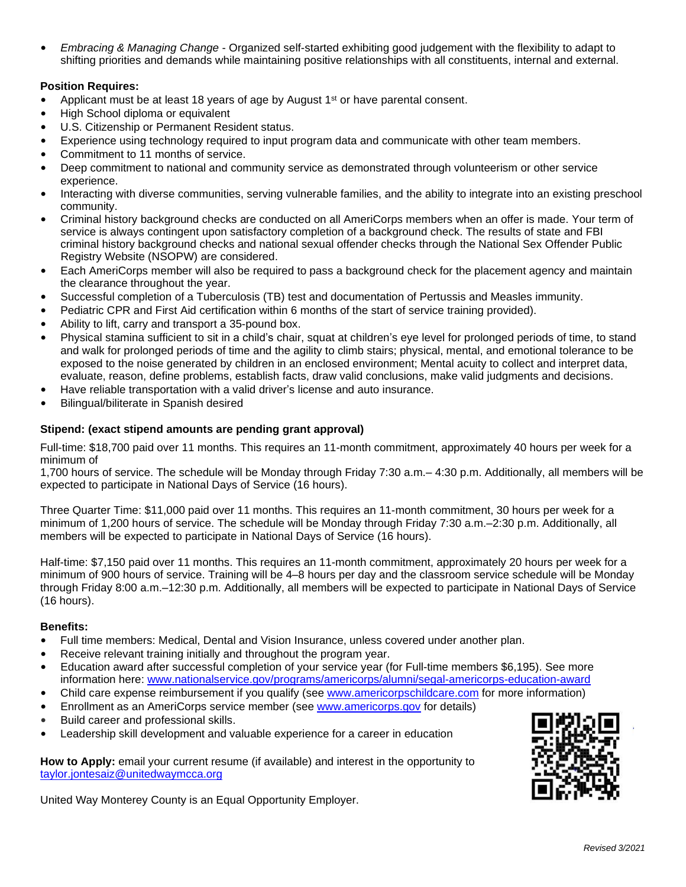- *Embracing & Managing Change* - Organized self-started exhibiting good judgement with the flexibility to adapt to shifting priorities and demands while maintaining positive relationships with all constituents, internal and external.

**Position Requires:**

- Applicant must be at least 18 years of age by August 1st or have parental consent.
- High School diploma or equivalent
- U.S. Citizenship or Permanent Resident status.
- Experience using technology required to input program data and communicate with other team members.
- Commitment to 11 months of service.
- Deep commitment to national and community service as demonstrated through volunteerism or other service experience.
- Interacting with diverse communities, serving vulnerable families, and the ability to integrate into an existing preschool community.
- Criminal history background checks are conducted on all AmeriCorps members when an offer is made. Your term of service is always contingent upon satisfactory completion of a background check. The results of state and FBI criminal history background checks and national sexual offender checks through the National Sex Offender Public Registry Website (NSOPW) are considered.
- Each AmeriCorps member will also be required to pass a background check for the placement agency and maintain the clearance throughout the year.
- Successful completion of a Tuberculosis (TB) test and documentation of Pertussis and Measles immunity.
- Pediatric CPR and First Aid certification within 6 months of the start of service training provided).
- Ability to lift, carry and transport a 35-pound box.
- Physical stamina sufficient to sit in a child's chair, squat at children's eye level for prolonged periods of time, to stand and walk for prolonged periods of time and the agility to climb stairs; physical, mental, and emotional tolerance to be exposed to the noise generated by children in an enclosed environment; Mental acuity to collect and interpret data, evaluate, reason, define problems, establish facts, draw valid conclusions, make valid judgments and decisions.
- Have reliable transportation with a valid driver's license and auto insurance.
- Bilingual/biliterate in Spanish desired

**Stipend: (exact stipend amounts are pending grant approval)**

Full-time: $18,700 paid over 11 months. This requires an 11-month commitment, approximately 40 hours per week for a minimum of
1,700 hours of service. The schedule will be Monday through Friday 7:30 a.m.– 4:30 p.m. Additionally, all members will be expected to participate in National Days of Service (16 hours).

Three Quarter Time: $11,000 paid over 11 months. This requires an 11-month commitment, 30 hours per week for a minimum of 1,200 hours of service. The schedule will be Monday through Friday 7:30 a.m.–2:30 p.m. Additionally, all members will be expected to participate in National Days of Service (16 hours).

Half-time: $7,150 paid over 11 months. This requires an 11-month commitment, approximately 20 hours per week for a minimum of 900 hours of service. Training will be 4–8 hours per day and the classroom service schedule will be Monday through Friday 8:00 a.m.–12:30 p.m. Additionally, all members will be expected to participate in National Days of Service (16 hours).

**Benefits:**

- Full time members: Medical, Dental and Vision Insurance, unless covered under another plan.
- Receive relevant training initially and throughout the program year.
- Education award after successful completion of your service year (for Full-time members $6,195). See more information here: www.nationalservice.gov/programs/americorps/alumni/segal-americorps-education-award
- Child care expense reimbursement if you qualify (see www.americorpschildcare.com for more information)
- Enrollment as an AmeriCorps service member (see www.americorps.gov for details)
- Build career and professional skills.
- Leadership skill development and valuable experience for a career in education

**How to Apply:** email your current resume (if available) and interest in the opportunity to taylor.jontesaiz@unitedwaymcca.org

United Way Monterey County is an Equal Opportunity Employer.

*Revised 3/2021*